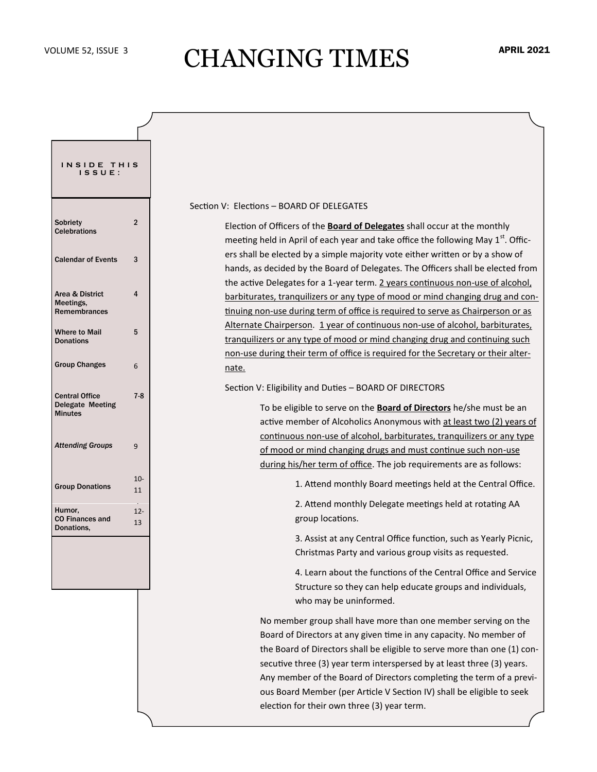# CHANGING TIMES

VOLUME 52, ISSUE 3 — APRIL 2021

**INSIDE THIS ISSUE:**

| | |
|---|---|
| Sobriety Celebrations | 2 |
| Calendar of Events | 3 |
| Area & District Meetings, Remembrances | 4 |
| Where to Mail Donations | 5 |
| Group Changes | 6 |
| Central Office Delegate Meeting Minutes | 7-8 |
| *Attending Groups* | 9 |
| Group Donations | 10-11 |
| Humor, CO Finances and Donations, | 12-13 |

Section V: Elections – BOARD OF DELEGATES

Election of Officers of the **Board of Delegates** shall occur at the monthly meeting held in April of each year and take office the following May 1st. Officers shall be elected by a simple majority vote either written or by a show of hands, as decided by the Board of Delegates. The Officers shall be elected from the active Delegates for a 1-year term. 2 years continuous non-use of alcohol, barbiturates, tranquilizers or any type of mood or mind changing drug and continuing non-use during term of office is required to serve as Chairperson or as Alternate Chairperson. 1 year of continuous non-use of alcohol, barbiturates, tranquilizers or any type of mood or mind changing drug and continuing such non-use during their term of office is required for the Secretary or their alternate.

Section V: Eligibility and Duties – BOARD OF DIRECTORS

To be eligible to serve on the **Board of Directors** he/she must be an active member of Alcoholics Anonymous with at least two (2) years of continuous non-use of alcohol, barbiturates, tranquilizers or any type of mood or mind changing drugs and must continue such non-use during his/her term of office. The job requirements are as follows:

1. Attend monthly Board meetings held at the Central Office.
2. Attend monthly Delegate meetings held at rotating AA group locations.
3. Assist at any Central Office function, such as Yearly Picnic, Christmas Party and various group visits as requested.
4. Learn about the functions of the Central Office and Service Structure so they can help educate groups and individuals, who may be uninformed.

No member group shall have more than one member serving on the Board of Directors at any given time in any capacity. No member of the Board of Directors shall be eligible to serve more than one (1) consecutive three (3) year term interspersed by at least three (3) years. Any member of the Board of Directors completing the term of a previous Board Member (per Article V Section IV) shall be eligible to seek election for their own three (3) year term.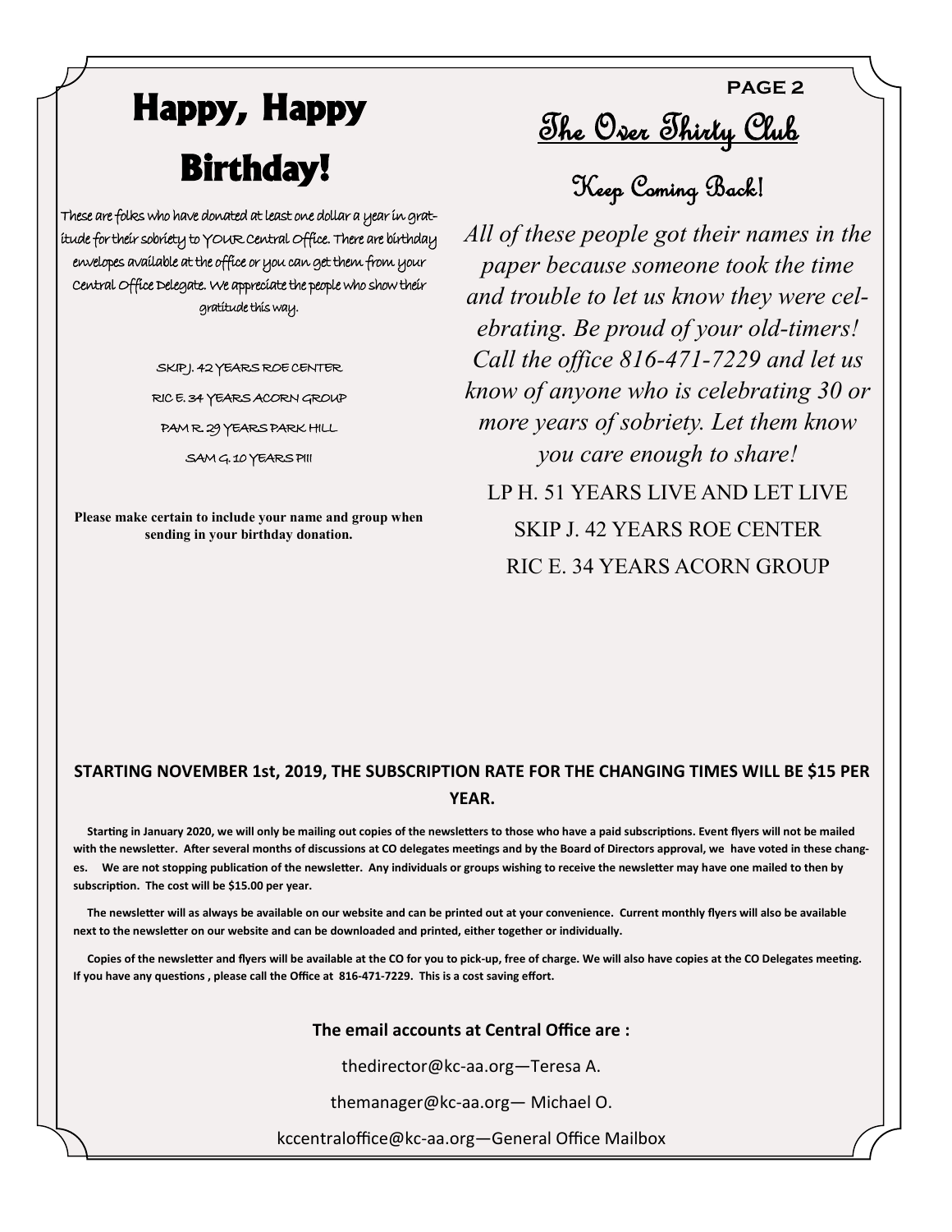# Happy, Happy Birthday!

These are folks who have donated at least one dollar a year in gratitude for their sobriety to YOUR Central Office. There are birthday envelopes available at the office or you can get them from your Central Office Delegate. We appreciate the people who show their gratitude this way.

SKIP J. 42 YEARS ROE CENTER

RIC E. 34 YEARS ACORN GROUP

PAM R. 29 YEARS PARK HILL

SAM G. 10 YEARS PIII

**Please make certain to include your name and group when sending in your birthday donation.**

# The Over Thirty Club

## Keep Coming Back!

*All of these people got their names in the paper because someone took the time and trouble to let us know they were celebrating. Be proud of your old-timers! Call the office 816-471-7229 and let us know of anyone who is celebrating 30 or more years of sobriety. Let them know you care enough to share!*

LP H. 51 YEARS LIVE AND LET LIVE

SKIP J. 42 YEARS ROE CENTER

RIC E. 34 YEARS ACORN GROUP

**STARTING NOVEMBER 1st, 2019, THE SUBSCRIPTION RATE FOR THE CHANGING TIMES WILL BE $15 PER YEAR.**

**Starting in January 2020, we will only be mailing out copies of the newsletters to those who have a paid subscriptions. Event flyers will not be mailed with the newsletter. After several months of discussions at CO delegates meetings and by the Board of Directors approval, we have voted in these changes. We are not stopping publication of the newsletter. Any individuals or groups wishing to receive the newsletter may have one mailed to then by subscription. The cost will be $15.00 per year.**

**The newsletter will as always be available on our website and can be printed out at your convenience. Current monthly flyers will also be available next to the newsletter on our website and can be downloaded and printed, either together or individually.**

**Copies of the newsletter and flyers will be available at the CO for you to pick-up, free of charge. We will also have copies at the CO Delegates meeting. If you have any questions , please call the Office at 816-471-7229. This is a cost saving effort.**

**The email accounts at Central Office are :**

thedirector@kc-aa.org—Teresa A.

themanager@kc-aa.org— Michael O.

kccentraloffice@kc-aa.org—General Office Mailbox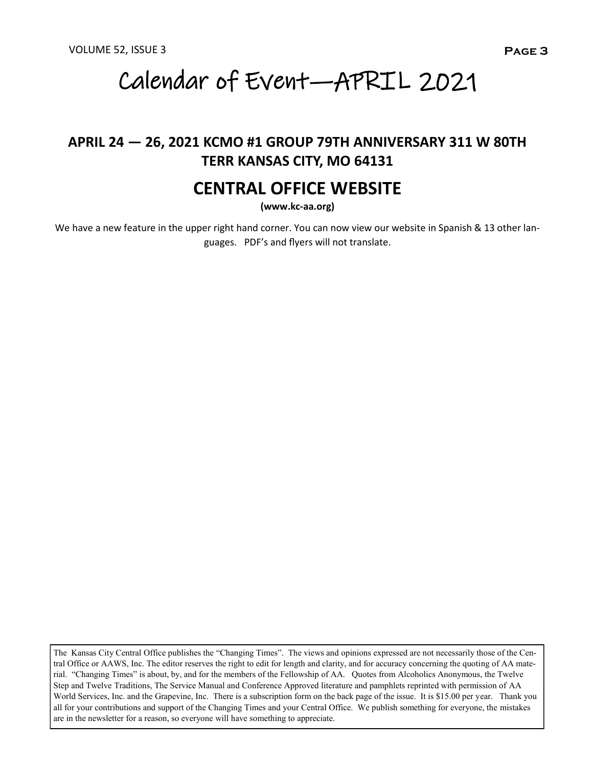# Calendar of Event—APRIL 2021

## APRIL 24 — 26, 2021 KCMO #1 GROUP 79TH ANNIVERSARY 311 W 80TH TERR KANSAS CITY, MO 64131

## CENTRAL OFFICE WEBSITE

**(www.kc-aa.org)**

We have a new feature in the upper right hand corner. You can now view our website in Spanish & 13 other languages. PDF's and flyers will not translate.

The Kansas City Central Office publishes the "Changing Times". The views and opinions expressed are not necessarily those of the Central Office or AAWS, Inc. The editor reserves the right to edit for length and clarity, and for accuracy concerning the quoting of AA material. "Changing Times" is about, by, and for the members of the Fellowship of AA. Quotes from Alcoholics Anonymous, the Twelve Step and Twelve Traditions, The Service Manual and Conference Approved literature and pamphlets reprinted with permission of AA World Services, Inc. and the Grapevine, Inc. There is a subscription form on the back page of the issue. It is $15.00 per year. Thank you all for your contributions and support of the Changing Times and your Central Office. We publish something for everyone, the mistakes are in the newsletter for a reason, so everyone will have something to appreciate.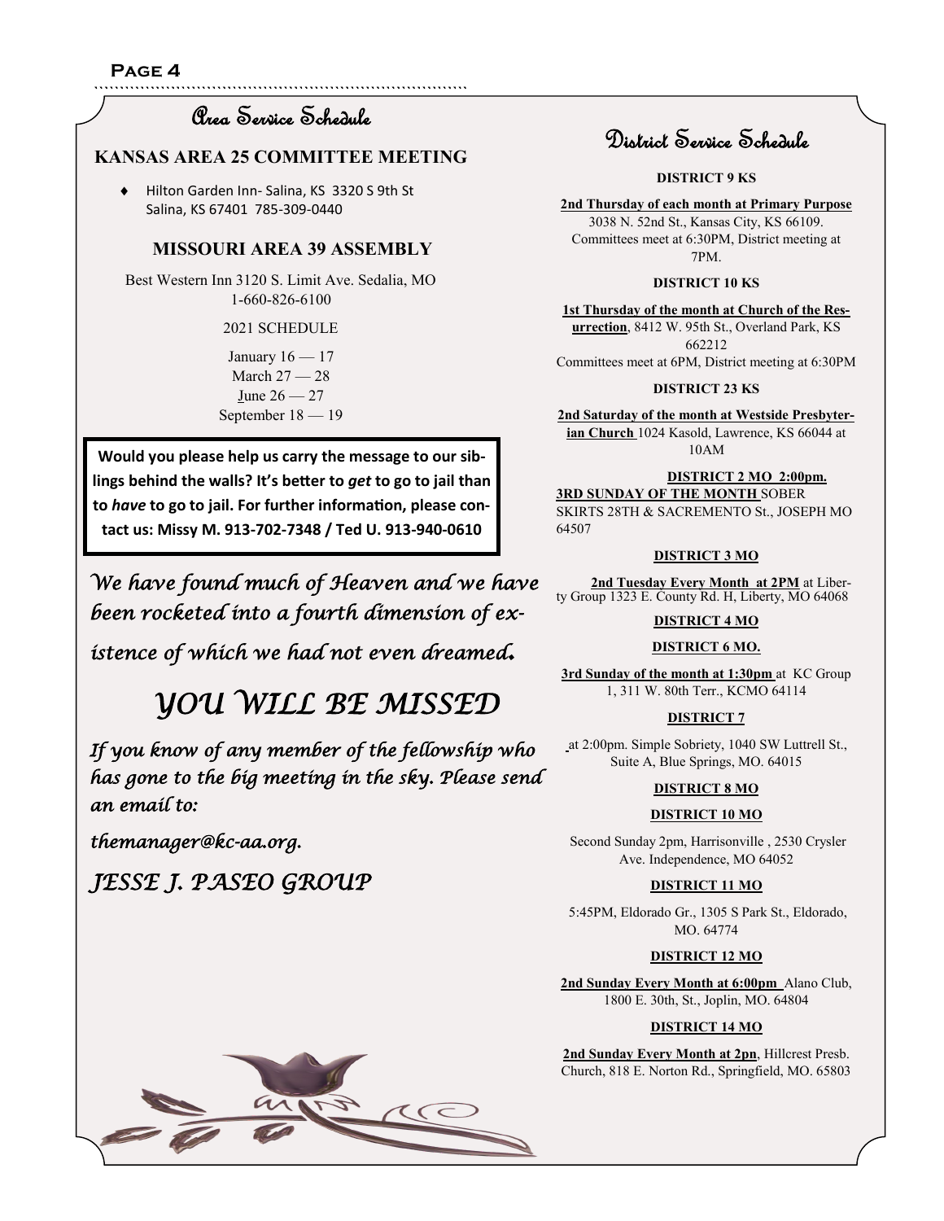## Area Service Schedule

### KANSAS AREA 25 COMMITTEE MEETING

- Hilton Garden Inn- Salina, KS 3320 S 9th St Salina, KS 67401 785-309-0440

### MISSOURI AREA 39 ASSEMBLY

Best Western Inn 3120 S. Limit Ave. Sedalia, MO 1-660-826-6100

2021 SCHEDULE

January 16 — 17
March 27 — 28
June 26 — 27
September 18 — 19

**Would you please help us carry the message to our siblings behind the walls? It's better to *get* to go to jail than to *have* to go to jail. For further information, please contact us: Missy M. 913-702-7348 / Ted U. 913-940-0610**

*We have found much of Heaven and we have been rocketed into a fourth dimension of existence of which we had not even dreamed.*

# *YOU WILL BE MISSED*

*If you know of any member of the fellowship who has gone to the big meeting in the sky. Please send an email to:*

*themanager@kc-aa.org.*

*JESSE J. PASEO GROUP*

## District Service Schedule

**DISTRICT 9 KS**

**2nd Thursday of each month at Primary Purpose** 3038 N. 52nd St., Kansas City, KS 66109. Committees meet at 6:30PM, District meeting at 7PM.

**DISTRICT 10 KS**

**1st Thursday of the month at Church of the Resurrection**, 8412 W. 95th St., Overland Park, KS 662212 Committees meet at 6PM, District meeting at 6:30PM

**DISTRICT 23 KS**

**2nd Saturday of the month at Westside Presbyterian Church** 1024 Kasold, Lawrence, KS 66044 at 10AM

**DISTRICT 2 MO 2:00pm.**
**3RD SUNDAY OF THE MONTH** SOBER SKIRTS 28TH & SACREMENTO St., JOSEPH MO 64507

**DISTRICT 3 MO**

**2nd Tuesday Every Month at 2PM** at Liberty Group 1323 E. County Rd. H, Liberty, MO 64068

**DISTRICT 4 MO**

**DISTRICT 6 MO.**

**3rd Sunday of the month at 1:30pm** at KC Group 1, 311 W. 80th Terr., KCMO 64114

**DISTRICT 7**

at 2:00pm. Simple Sobriety, 1040 SW Luttrell St., Suite A, Blue Springs, MO. 64015

**DISTRICT 8 MO**

**DISTRICT 10 MO**

Second Sunday 2pm, Harrisonville , 2530 Crysler Ave. Independence, MO 64052

**DISTRICT 11 MO**

5:45PM, Eldorado Gr., 1305 S Park St., Eldorado, MO. 64774

**DISTRICT 12 MO**

**2nd Sunday Every Month at 6:00pm** Alano Club, 1800 E. 30th, St., Joplin, MO. 64804

**DISTRICT 14 MO**

**2nd Sunday Every Month at 2pn**, Hillcrest Presb. Church, 818 E. Norton Rd., Springfield, MO. 65803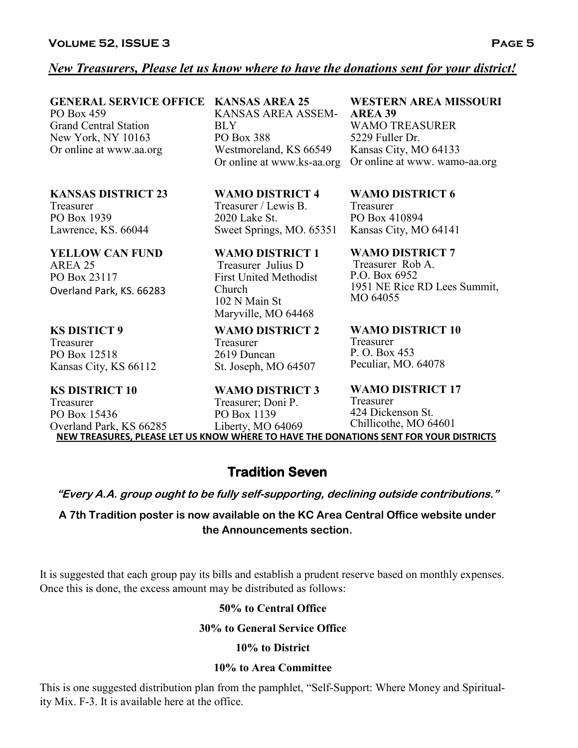*__New Treasurers, Please let us know where to have the donations sent for your district!__*

**GENERAL SERVICE OFFICE**
PO Box 459
Grand Central Station
New York, NY 10163
Or online at www.aa.org

**KANSAS AREA 25**
KANSAS AREA ASSEMBLY
PO Box 388
Westmoreland, KS 66549
Or online at www.ks-aa.org

**WESTERN AREA MISSOURI AREA 39**
WAMO TREASURER
5229 Fuller Dr.
Kansas City, MO 64133
Or online at www. wamo-aa.org

**KANSAS DISTRICT 23**
Treasurer
PO Box 1939
Lawrence, KS. 66044

**YELLOW CAN FUND**
AREA 25
PO Box 23117
Overland Park, KS. 66283

**KS DISTICT 9**
Treasurer
PO Box 12518
Kansas City, KS 66112

**KS DISTRICT 10**
Treasurer
PO Box 15436
Overland Park, KS 66285

**WAMO DISTRICT 4**
Treasurer / Lewis B.
2020 Lake St.
Sweet Springs, MO. 65351

**WAMO DISTRICT 1**
Treasurer Julius D
First United Methodist Church
102 N Main St
Maryville, MO 64468

**WAMO DISTRICT 2**
Treasurer
2619 Duncan
St. Joseph, MO 64507

**WAMO DISTRICT 3**
Treasurer; Doni P.
PO Box 1139
Liberty, MO 64069

**WAMO DISTRICT 6**
Treasurer
PO Box 410894
Kansas City, MO 64141

**WAMO DISTRICT 7**
Treasurer Rob A.
P.O. Box 6952
1951 NE Rice RD Lees Summit, MO 64055

**WAMO DISTRICT 10**
Treasurer
P. O. Box 453
Peculiar, MO. 64078

**WAMO DISTRICT 17**
Treasurer
424 Dickenson St.
Chillicothe, MO 64601

__**NEW TREASURES, PLEASE LET US KNOW WHERE TO HAVE THE DONATIONS SENT FOR YOUR DISTRICTS**__

## Tradition Seven

***"Every A.A. group ought to be fully self-supporting, declining outside contributions."***

**A 7th Tradition poster is now available on the KC Area Central Office website under the Announcements section.**

It is suggested that each group pay its bills and establish a prudent reserve based on monthly expenses. Once this is done, the excess amount may be distributed as follows:

**50% to Central Office**

**30% to General Service Office**

**10% to District**

**10% to Area Committee**

This is one suggested distribution plan from the pamphlet, "Self-Support: Where Money and Spirituality Mix. F-3. It is available here at the office.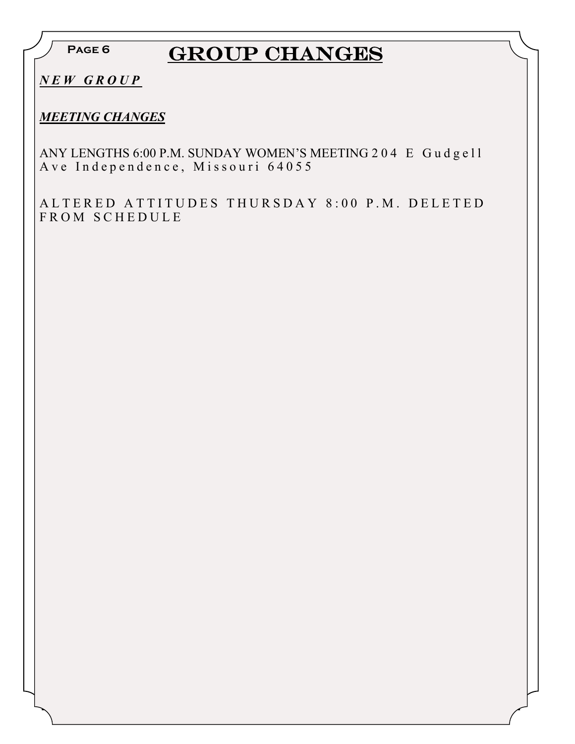# GROUP CHANGES

***NEW GROUP***

***MEETING CHANGES***

ANY LENGTHS 6:00 P.M. SUNDAY WOMEN'S MEETING 204 E Gudgell Ave Independence, Missouri 64055

ALTERED ATTITUDES THURSDAY 8:00 P.M. DELETED FROM SCHEDULE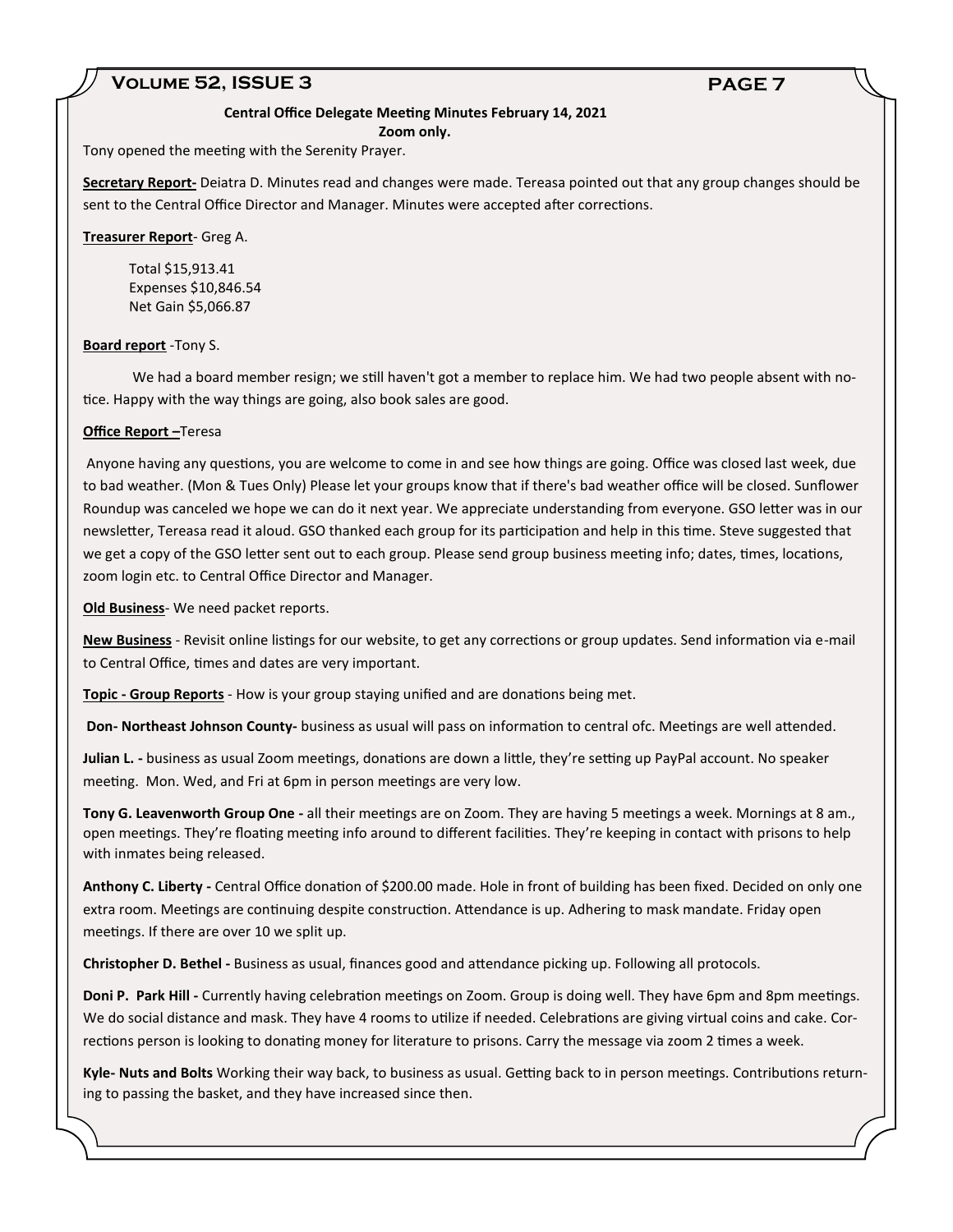**Central Office Delegate Meeting Minutes February 14, 2021**
**Zoom only.**

Tony opened the meeting with the Serenity Prayer.

**Secretary Report-** Deiatra D. Minutes read and changes were made. Tereasa pointed out that any group changes should be sent to the Central Office Director and Manager. Minutes were accepted after corrections.

**Treasurer Report**- Greg A.

Total $15,913.41
Expenses $10,846.54
Net Gain $5,066.87

**Board report** -Tony S.

We had a board member resign; we still haven't got a member to replace him. We had two people absent with notice. Happy with the way things are going, also book sales are good.

**Office Report –**Teresa

Anyone having any questions, you are welcome to come in and see how things are going. Office was closed last week, due to bad weather. (Mon & Tues Only) Please let your groups know that if there's bad weather office will be closed. Sunflower Roundup was canceled we hope we can do it next year. We appreciate understanding from everyone. GSO letter was in our newsletter, Tereasa read it aloud. GSO thanked each group for its participation and help in this time. Steve suggested that we get a copy of the GSO letter sent out to each group. Please send group business meeting info; dates, times, locations, zoom login etc. to Central Office Director and Manager.

**Old Business**- We need packet reports.

**New Business** - Revisit online listings for our website, to get any corrections or group updates. Send information via e-mail to Central Office, times and dates are very important.

**Topic - Group Reports** - How is your group staying unified and are donations being met.

**Don- Northeast Johnson County-** business as usual will pass on information to central ofc. Meetings are well attended.

**Julian L. -** business as usual Zoom meetings, donations are down a little, they're setting up PayPal account. No speaker meeting. Mon. Wed, and Fri at 6pm in person meetings are very low.

**Tony G. Leavenworth Group One -** all their meetings are on Zoom. They are having 5 meetings a week. Mornings at 8 am., open meetings. They're floating meeting info around to different facilities. They're keeping in contact with prisons to help with inmates being released.

**Anthony C. Liberty -** Central Office donation of $200.00 made. Hole in front of building has been fixed. Decided on only one extra room. Meetings are continuing despite construction. Attendance is up. Adhering to mask mandate. Friday open meetings. If there are over 10 we split up.

**Christopher D. Bethel -** Business as usual, finances good and attendance picking up. Following all protocols.

**Doni P. Park Hill -** Currently having celebration meetings on Zoom. Group is doing well. They have 6pm and 8pm meetings. We do social distance and mask. They have 4 rooms to utilize if needed. Celebrations are giving virtual coins and cake. Corrections person is looking to donating money for literature to prisons. Carry the message via zoom 2 times a week.

**Kyle- Nuts and Bolts** Working their way back, to business as usual. Getting back to in person meetings. Contributions returning to passing the basket, and they have increased since then.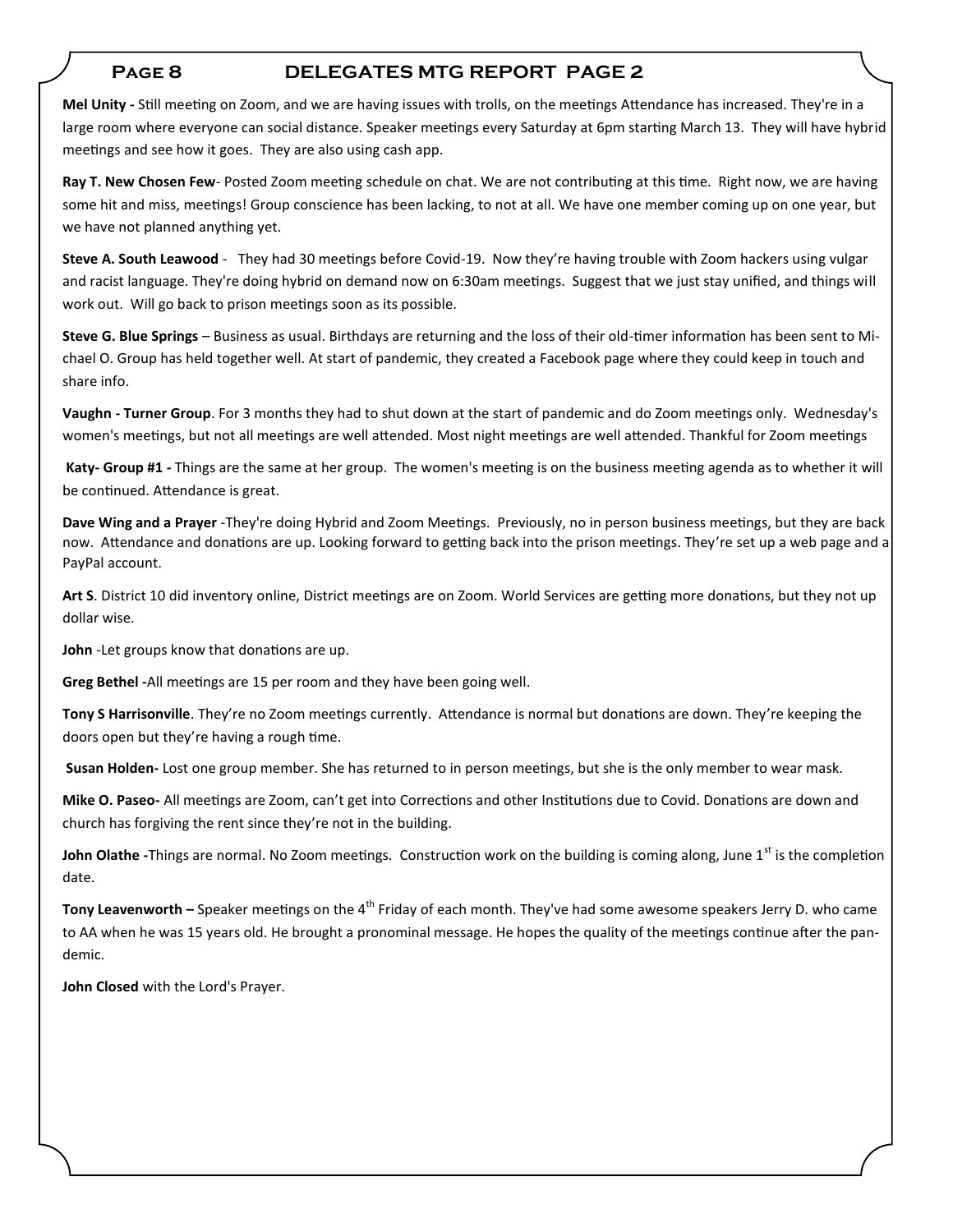## DELEGATES MTG REPORT PAGE 2

**Mel Unity -** Still meeting on Zoom, and we are having issues with trolls, on the meetings Attendance has increased. They're in a large room where everyone can social distance. Speaker meetings every Saturday at 6pm starting March 13. They will have hybrid meetings and see how it goes. They are also using cash app.

**Ray T. New Chosen Few**- Posted Zoom meeting schedule on chat. We are not contributing at this time. Right now, we are having some hit and miss, meetings! Group conscience has been lacking, to not at all. We have one member coming up on one year, but we have not planned anything yet.

**Steve A. South Leawood** - They had 30 meetings before Covid-19. Now they're having trouble with Zoom hackers using vulgar and racist language. They're doing hybrid on demand now on 6:30am meetings. Suggest that we just stay unified, and things will work out. Will go back to prison meetings soon as its possible.

**Steve G. Blue Springs** – Business as usual. Birthdays are returning and the loss of their old-timer information has been sent to Michael O. Group has held together well. At start of pandemic, they created a Facebook page where they could keep in touch and share info.

**Vaughn - Turner Group**. For 3 months they had to shut down at the start of pandemic and do Zoom meetings only. Wednesday's women's meetings, but not all meetings are well attended. Most night meetings are well attended. Thankful for Zoom meetings

**Katy- Group #1 -** Things are the same at her group. The women's meeting is on the business meeting agenda as to whether it will be continued. Attendance is great.

**Dave Wing and a Prayer** -They're doing Hybrid and Zoom Meetings. Previously, no in person business meetings, but they are back now. Attendance and donations are up. Looking forward to getting back into the prison meetings. They're set up a web page and a PayPal account.

**Art S**. District 10 did inventory online, District meetings are on Zoom. World Services are getting more donations, but they not up dollar wise.

**John** -Let groups know that donations are up.

**Greg Bethel -**All meetings are 15 per room and they have been going well.

**Tony S Harrisonville**. They're no Zoom meetings currently. Attendance is normal but donations are down. They're keeping the doors open but they're having a rough time.

**Susan Holden-** Lost one group member. She has returned to in person meetings, but she is the only member to wear mask.

**Mike O. Paseo-** All meetings are Zoom, can't get into Corrections and other Institutions due to Covid. Donations are down and church has forgiving the rent since they're not in the building.

**John Olathe -**Things are normal. No Zoom meetings. Construction work on the building is coming along, June 1st is the completion date.

**Tony Leavenworth –** Speaker meetings on the 4th Friday of each month. They've had some awesome speakers Jerry D. who came to AA when he was 15 years old. He brought a pronominal message. He hopes the quality of the meetings continue after the pandemic.

**John Closed** with the Lord's Prayer.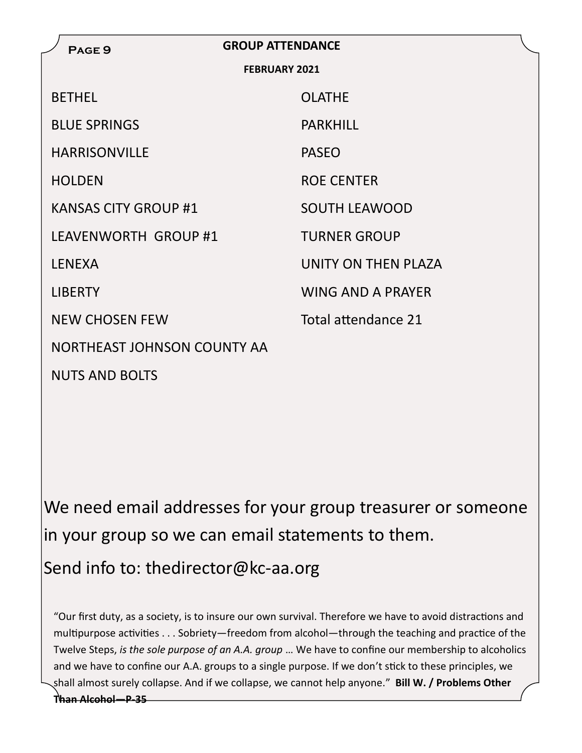## GROUP ATTENDANCE

**FEBRUARY 2021**

BETHEL

BLUE SPRINGS

HARRISONVILLE

HOLDEN

KANSAS CITY GROUP #1

LEAVENWORTH GROUP #1

LENEXA

LIBERTY

NEW CHOSEN FEW

NORTHEAST JOHNSON COUNTY AA

NUTS AND BOLTS

OLATHE

PARKHILL

PASEO

ROE CENTER

SOUTH LEAWOOD

TURNER GROUP

UNITY ON THEN PLAZA

WING AND A PRAYER

Total attendance 21

We need email addresses for your group treasurer or someone in your group so we can email statements to them.

Send info to: thedirector@kc-aa.org

"Our first duty, as a society, is to insure our own survival. Therefore we have to avoid distractions and multipurpose activities . . . Sobriety—freedom from alcohol—through the teaching and practice of the Twelve Steps, *is the sole purpose of an A.A. group* … We have to confine our membership to alcoholics and we have to confine our A.A. groups to a single purpose. If we don't stick to these principles, we shall almost surely collapse. And if we collapse, we cannot help anyone." **Bill W. / Problems Other Than Alcohol—P-35**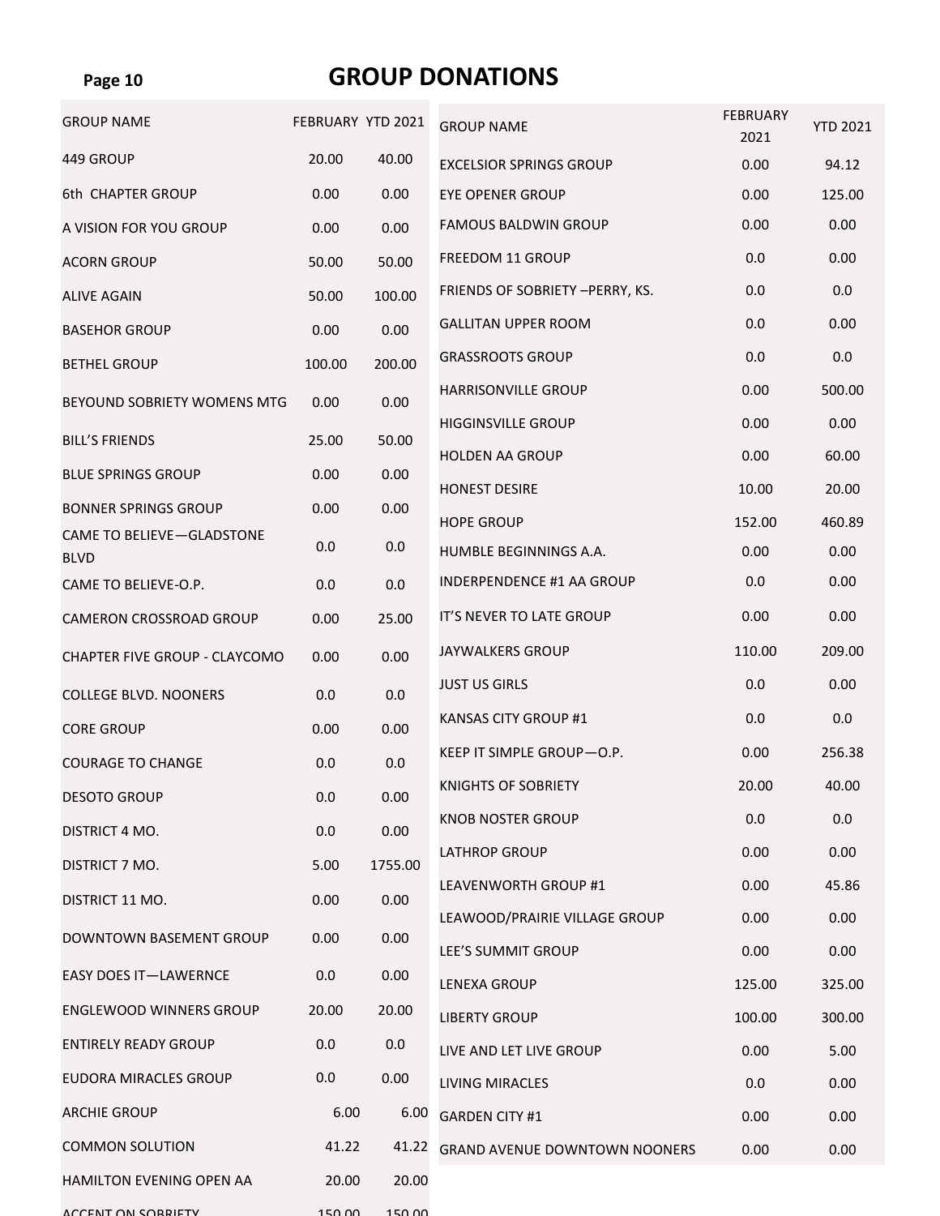# GROUP DONATIONS

| GROUP NAME | FEBRUARY | YTD 2021 |
|---|---|---|
| 449 GROUP | 20.00 | 40.00 |
| 6th CHAPTER GROUP | 0.00 | 0.00 |
| A VISION FOR YOU GROUP | 0.00 | 0.00 |
| ACORN GROUP | 50.00 | 50.00 |
| ALIVE AGAIN | 50.00 | 100.00 |
| BASEHOR GROUP | 0.00 | 0.00 |
| BETHEL GROUP | 100.00 | 200.00 |
| BEYOUND SOBRIETY WOMENS MTG | 0.00 | 0.00 |
| BILL'S FRIENDS | 25.00 | 50.00 |
| BLUE SPRINGS GROUP | 0.00 | 0.00 |
| BONNER SPRINGS GROUP | 0.00 | 0.00 |
| CAME TO BELIEVE—GLADSTONE BLVD | 0.0 | 0.0 |
| CAME TO BELIEVE-O.P. | 0.0 | 0.0 |
| CAMERON CROSSROAD GROUP | 0.00 | 25.00 |
| CHAPTER FIVE GROUP - CLAYCOMO | 0.00 | 0.00 |
| COLLEGE BLVD. NOONERS | 0.0 | 0.0 |
| CORE GROUP | 0.00 | 0.00 |
| COURAGE TO CHANGE | 0.0 | 0.0 |
| DESOTO GROUP | 0.0 | 0.00 |
| DISTRICT 4 MO. | 0.0 | 0.00 |
| DISTRICT 7 MO. | 5.00 | 1755.00 |
| DISTRICT 11 MO. | 0.00 | 0.00 |
| DOWNTOWN BASEMENT GROUP | 0.00 | 0.00 |
| EASY DOES IT—LAWERNCE | 0.0 | 0.00 |
| ENGLEWOOD WINNERS GROUP | 20.00 | 20.00 |
| ENTIRELY READY GROUP | 0.0 | 0.0 |
| EUDORA MIRACLES GROUP | 0.0 | 0.00 |
| ARCHIE GROUP | 6.00 | 6.00 |
| COMMON SOLUTION | 41.22 | 41.22 |
| HAMILTON EVENING OPEN AA | 20.00 | 20.00 |
| ACCENT ON SOBRIETY | 150.00 | 150.00 |

| GROUP NAME | FEBRUARY 2021 | YTD 2021 |
|---|---|---|
| EXCELSIOR SPRINGS GROUP | 0.00 | 94.12 |
| EYE OPENER GROUP | 0.00 | 125.00 |
| FAMOUS BALDWIN GROUP | 0.00 | 0.00 |
| FREEDOM 11 GROUP | 0.0 | 0.00 |
| FRIENDS OF SOBRIETY –PERRY, KS. | 0.0 | 0.0 |
| GALLITAN UPPER ROOM | 0.0 | 0.00 |
| GRASSROOTS GROUP | 0.0 | 0.0 |
| HARRISONVILLE GROUP | 0.00 | 500.00 |
| HIGGINSVILLE GROUP | 0.00 | 0.00 |
| HOLDEN AA GROUP | 0.00 | 60.00 |
| HONEST DESIRE | 10.00 | 20.00 |
| HOPE GROUP | 152.00 | 460.89 |
| HUMBLE BEGINNINGS A.A. | 0.00 | 0.00 |
| INDERPENDENCE #1 AA GROUP | 0.0 | 0.00 |
| IT'S NEVER TO LATE GROUP | 0.00 | 0.00 |
| JAYWALKERS GROUP | 110.00 | 209.00 |
| JUST US GIRLS | 0.0 | 0.00 |
| KANSAS CITY GROUP #1 | 0.0 | 0.0 |
| KEEP IT SIMPLE GROUP—O.P. | 0.00 | 256.38 |
| KNIGHTS OF SOBRIETY | 20.00 | 40.00 |
| KNOB NOSTER GROUP | 0.0 | 0.0 |
| LATHROP GROUP | 0.00 | 0.00 |
| LEAVENWORTH GROUP #1 | 0.00 | 45.86 |
| LEAWOOD/PRAIRIE VILLAGE GROUP | 0.00 | 0.00 |
| LEE'S SUMMIT GROUP | 0.00 | 0.00 |
| LENEXA GROUP | 125.00 | 325.00 |
| LIBERTY GROUP | 100.00 | 300.00 |
| LIVE AND LET LIVE GROUP | 0.00 | 5.00 |
| LIVING MIRACLES | 0.0 | 0.00 |
| GARDEN CITY #1 | 0.00 | 0.00 |
| GRAND AVENUE DOWNTOWN NOONERS | 0.00 | 0.00 |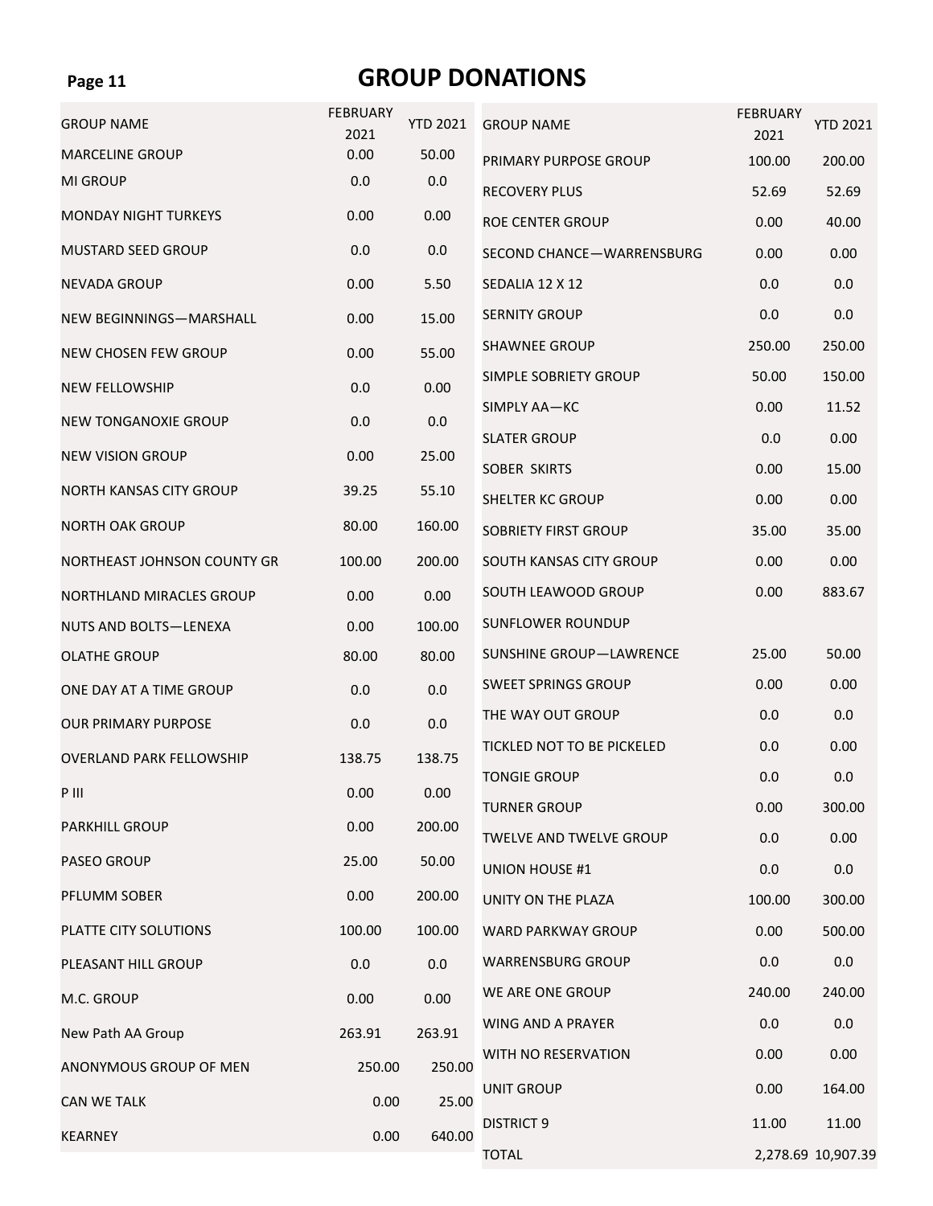# GROUP DONATIONS

| GROUP NAME | FEBRUARY 2021 | YTD 2021 |
|---|---|---|
| MARCELINE GROUP | 0.00 | 50.00 |
| MI GROUP | 0.0 | 0.0 |
| MONDAY NIGHT TURKEYS | 0.00 | 0.00 |
| MUSTARD SEED GROUP | 0.0 | 0.0 |
| NEVADA GROUP | 0.00 | 5.50 |
| NEW BEGINNINGS—MARSHALL | 0.00 | 15.00 |
| NEW CHOSEN FEW GROUP | 0.00 | 55.00 |
| NEW FELLOWSHIP | 0.0 | 0.00 |
| NEW TONGANOXIE GROUP | 0.0 | 0.0 |
| NEW VISION GROUP | 0.00 | 25.00 |
| NORTH KANSAS CITY GROUP | 39.25 | 55.10 |
| NORTH OAK GROUP | 80.00 | 160.00 |
| NORTHEAST JOHNSON COUNTY GR | 100.00 | 200.00 |
| NORTHLAND MIRACLES GROUP | 0.00 | 0.00 |
| NUTS AND BOLTS—LENEXA | 0.00 | 100.00 |
| OLATHE GROUP | 80.00 | 80.00 |
| ONE DAY AT A TIME GROUP | 0.0 | 0.0 |
| OUR PRIMARY PURPOSE | 0.0 | 0.0 |
| OVERLAND PARK FELLOWSHIP | 138.75 | 138.75 |
| P III | 0.00 | 0.00 |
| PARKHILL GROUP | 0.00 | 200.00 |
| PASEO GROUP | 25.00 | 50.00 |
| PFLUMM SOBER | 0.00 | 200.00 |
| PLATTE CITY SOLUTIONS | 100.00 | 100.00 |
| PLEASANT HILL GROUP | 0.0 | 0.0 |
| M.C. GROUP | 0.00 | 0.00 |
| New Path AA Group | 263.91 | 263.91 |
| ANONYMOUS GROUP OF MEN | 250.00 | 250.00 |
| CAN WE TALK | 0.00 | 25.00 |
| KEARNEY | 0.00 | 640.00 |

| GROUP NAME | FEBRUARY 2021 | YTD 2021 |
|---|---|---|
| PRIMARY PURPOSE GROUP | 100.00 | 200.00 |
| RECOVERY PLUS | 52.69 | 52.69 |
| ROE CENTER GROUP | 0.00 | 40.00 |
| SECOND CHANCE—WARRENSBURG | 0.00 | 0.00 |
| SEDALIA 12 X 12 | 0.0 | 0.0 |
| SERNITY GROUP | 0.0 | 0.0 |
| SHAWNEE GROUP | 250.00 | 250.00 |
| SIMPLE SOBRIETY GROUP | 50.00 | 150.00 |
| SIMPLY AA—KC | 0.00 | 11.52 |
| SLATER GROUP | 0.0 | 0.00 |
| SOBER SKIRTS | 0.00 | 15.00 |
| SHELTER KC GROUP | 0.00 | 0.00 |
| SOBRIETY FIRST GROUP | 35.00 | 35.00 |
| SOUTH KANSAS CITY GROUP | 0.00 | 0.00 |
| SOUTH LEAWOOD GROUP | 0.00 | 883.67 |
| SUNFLOWER ROUNDUP | | |
| SUNSHINE GROUP—LAWRENCE | 25.00 | 50.00 |
| SWEET SPRINGS GROUP | 0.00 | 0.00 |
| THE WAY OUT GROUP | 0.0 | 0.0 |
| TICKLED NOT TO BE PICKELED | 0.0 | 0.00 |
| TONGIE GROUP | 0.0 | 0.0 |
| TURNER GROUP | 0.00 | 300.00 |
| TWELVE AND TWELVE GROUP | 0.0 | 0.00 |
| UNION HOUSE #1 | 0.0 | 0.0 |
| UNITY ON THE PLAZA | 100.00 | 300.00 |
| WARD PARKWAY GROUP | 0.00 | 500.00 |
| WARRENSBURG GROUP | 0.0 | 0.0 |
| WE ARE ONE GROUP | 240.00 | 240.00 |
| WING AND A PRAYER | 0.0 | 0.0 |
| WITH NO RESERVATION | 0.00 | 0.00 |
| UNIT GROUP | 0.00 | 164.00 |
| DISTRICT 9 | 11.00 | 11.00 |
| TOTAL | 2,278.69 | 10,907.39 |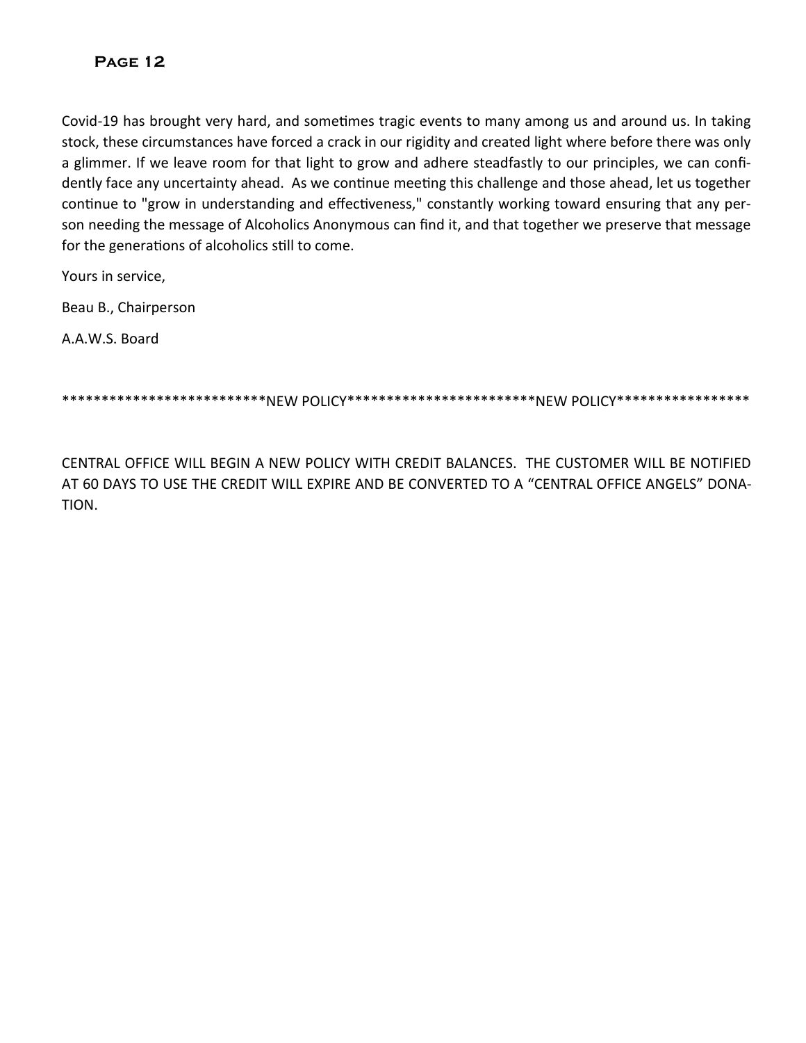Covid-19 has brought very hard, and sometimes tragic events to many among us and around us. In taking stock, these circumstances have forced a crack in our rigidity and created light where before there was only a glimmer. If we leave room for that light to grow and adhere steadfastly to our principles, we can confidently face any uncertainty ahead. As we continue meeting this challenge and those ahead, let us together continue to "grow in understanding and effectiveness," constantly working toward ensuring that any person needing the message of Alcoholics Anonymous can find it, and that together we preserve that message for the generations of alcoholics still to come.

Yours in service,

Beau B., Chairperson

A.A.W.S. Board

**************************NEW POLICY************************NEW POLICY*****************

CENTRAL OFFICE WILL BEGIN A NEW POLICY WITH CREDIT BALANCES. THE CUSTOMER WILL BE NOTIFIED AT 60 DAYS TO USE THE CREDIT WILL EXPIRE AND BE CONVERTED TO A "CENTRAL OFFICE ANGELS" DONATION.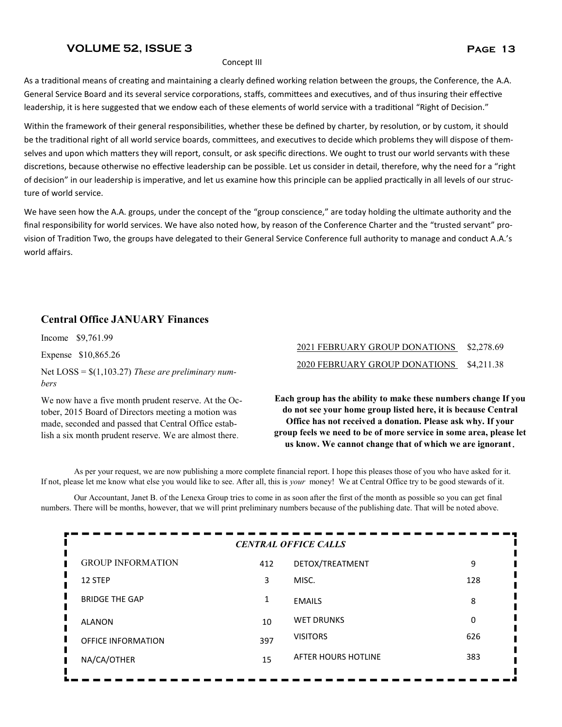Concept III

As a traditional means of creating and maintaining a clearly defined working relation between the groups, the Conference, the A.A. General Service Board and its several service corporations, staffs, committees and executives, and of thus insuring their effective leadership, it is here suggested that we endow each of these elements of world service with a traditional "Right of Decision."

Within the framework of their general responsibilities, whether these be defined by charter, by resolution, or by custom, it should be the traditional right of all world service boards, committees, and executives to decide which problems they will dispose of themselves and upon which matters they will report, consult, or ask specific directions. We ought to trust our world servants with these discretions, because otherwise no effective leadership can be possible. Let us consider in detail, therefore, why the need for a "right of decision" in our leadership is imperative, and let us examine how this principle can be applied practically in all levels of our structure of world service.

We have seen how the A.A. groups, under the concept of the "group conscience," are today holding the ultimate authority and the final responsibility for world services. We have also noted how, by reason of the Conference Charter and the "trusted servant" provision of Tradition Two, the groups have delegated to their General Service Conference full authority to manage and conduct A.A.'s world affairs.

## Central Office JANUARY Finances

Income $9,761.99

Expense $10,865.26

Net LOSS = $(1,103.27) *These are preliminary numbers*

We now have a five month prudent reserve. At the October, 2015 Board of Directors meeting a motion was made, seconded and passed that Central Office establish a six month prudent reserve. We are almost there.

2021 FEBRUARY GROUP DONATIONS $2,278.69

2020 FEBRUARY GROUP DONATIONS $4,211.38

**Each group has the ability to make these numbers change If you do not see your home group listed here, it is because Central Office has not received a donation. Please ask why. If your group feels we need to be of more service in some area, please let us know. We cannot change that of which we are ignorant.**

As per your request, we are now publishing a more complete financial report. I hope this pleases those of you who have asked for it. If not, please let me know what else you would like to see. After all, this is *your* money! We at Central Office try to be good stewards of it.

Our Accountant, Janet B. of the Lenexa Group tries to come in as soon after the first of the month as possible so you can get final numbers. There will be months, however, that we will print preliminary numbers because of the publishing date. That will be noted above.

*CENTRAL OFFICE CALLS*

| | | | |
|---|---|---|---|
| GROUP INFORMATION | 412 | DETOX/TREATMENT | 9 |
| 12 STEP | 3 | MISC. | 128 |
| BRIDGE THE GAP | 1 | EMAILS | 8 |
| ALANON | 10 | WET DRUNKS | 0 |
| OFFICE INFORMATION | 397 | VISITORS | 626 |
| NA/CA/OTHER | 15 | AFTER HOURS HOTLINE | 383 |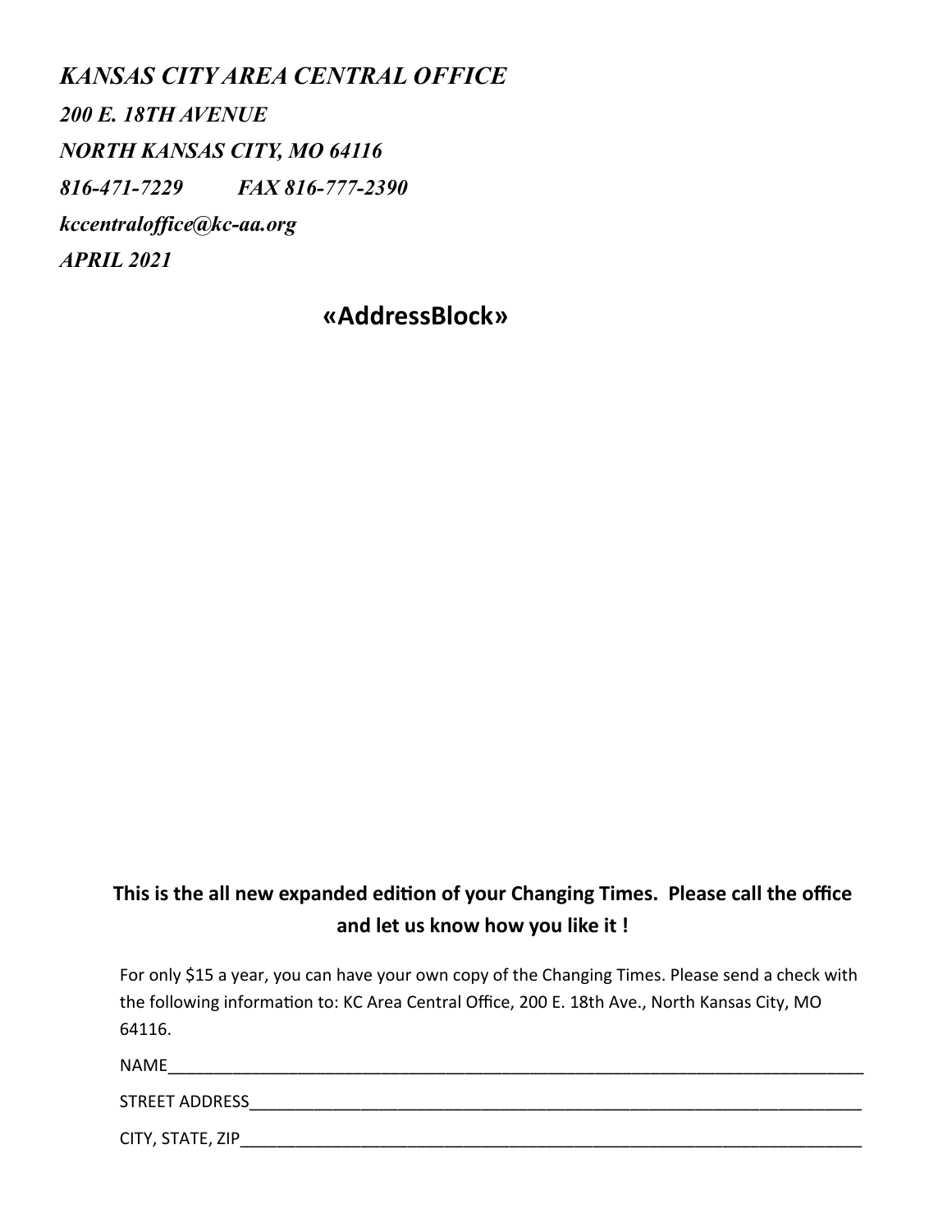***KANSAS CITY AREA CENTRAL OFFICE***

***200 E. 18TH AVENUE***

***NORTH KANSAS CITY, MO 64116***

***816-471-7229          FAX 816-777-2390***

***kccentraloffice@kc-aa.org***

***APRIL 2021***

**«AddressBlock»**

**This is the all new expanded edition of your Changing Times. Please call the office and let us know how you like it !**

For only $15 a year, you can have your own copy of the Changing Times. Please send a check with the following information to: KC Area Central Office, 200 E. 18th Ave., North Kansas City, MO 64116.

NAME_______________________________________________________________________________

STREET ADDRESS_____________________________________________________________________

CITY, STATE, ZIP____________________________________________________________________